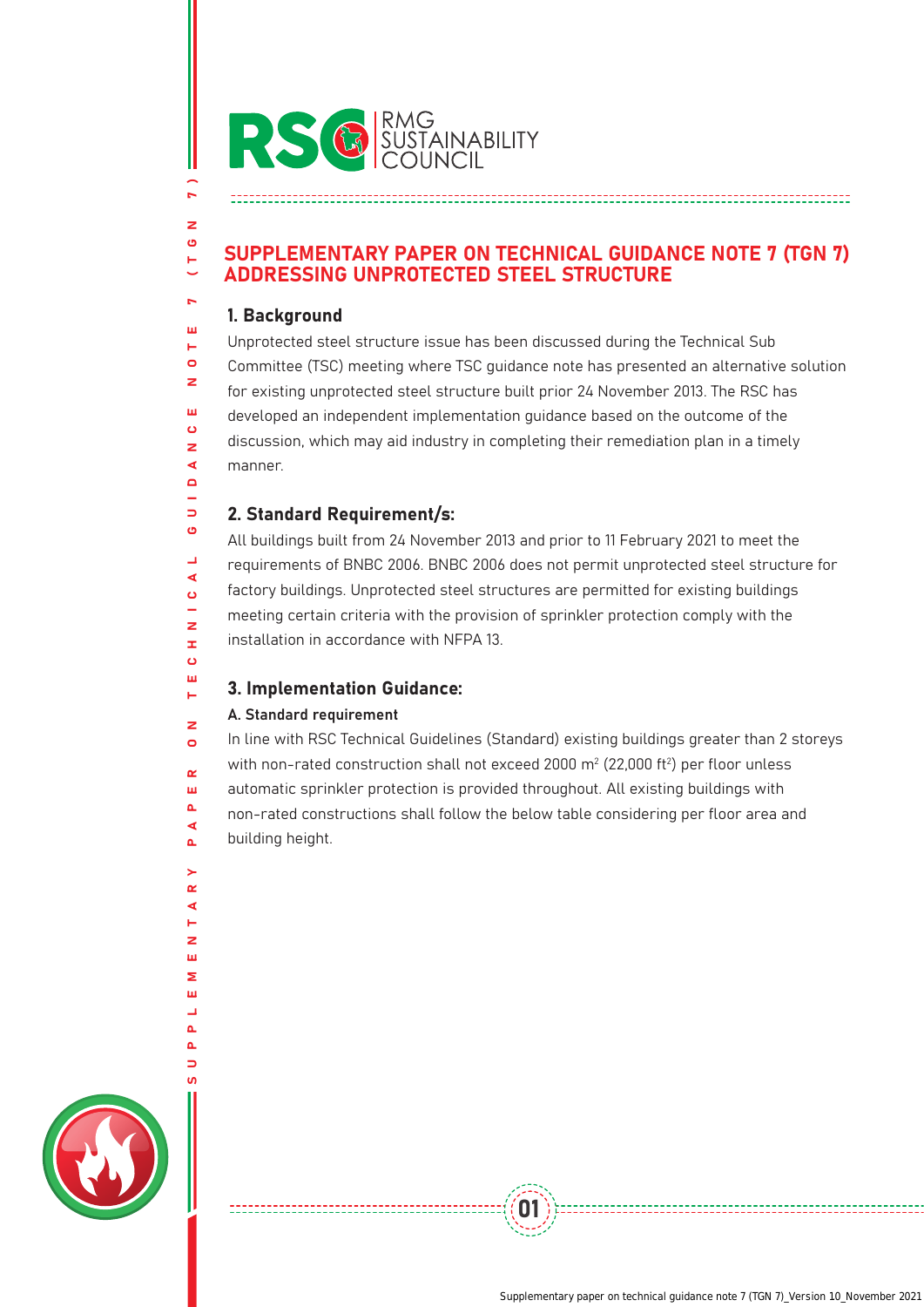RSC RMG SUSTAINABILITY COUNCIL

# SUPPLEMENTARY PAPER ON TECHNICAL GUIDANCE NOTE 7 (TGN 7) ADDRESSING UNPROTECTED STEEL STRUCTURE

## 1. Background

Unprotected steel structure issue has been discussed during the Technical Sub Committee (TSC) meeting where TSC guidance note has presented an alternative solution for existing unprotected steel structure built prior 24 November 2013. The RSC has developed an independent implementation guidance based on the outcome of the discussion, which may aid industry in completing their remediation plan in a timely manner.

## 2. Standard Requirement/s:

All buildings built from 24 November 2013 and prior to 11 February 2021 to meet the requirements of BNBC 2006. BNBC 2006 does not permit unprotected steel structure for factory buildings. Unprotected steel structures are permitted for existing buildings meeting certain criteria with the provision of sprinkler protection comply with the installation in accordance with NFPA 13.

## 3. Implementation Guidance:

### A. Standard requirement

In line with RSC Technical Guidelines (Standard) existing buildings greater than 2 storeys with non-rated construction shall not exceed 2000 $m^2$ (22,000 $ft^2$) per floor unless automatic sprinkler protection is provided throughout. All existing buildings with non-rated constructions shall follow the below table considering per floor area and building height.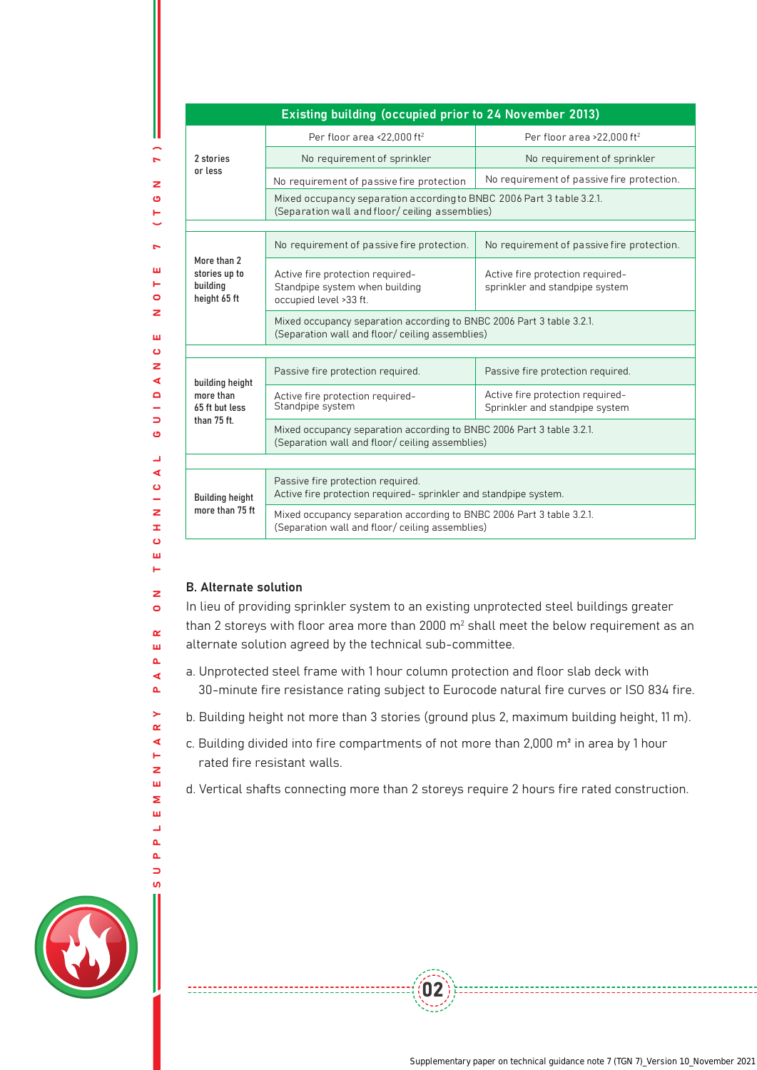| Existing building (occupied prior to 24 November 2013) | | |
|---|---|---|
| 2 stories or less | Per floor area <22,000 ft$^2$ | Per floor area >22,000 ft$^2$ |
| | No requirement of sprinkler | No requirement of sprinkler |
| | No requirement of passive fire protection | No requirement of passive fire protection. |
| | Mixed occupancy separation according to BNBC 2006 Part 3 table 3.2.1. (Separation wall and floor/ ceiling assemblies) | |
| More than 2 stories up to building height 65 ft | No requirement of passive fire protection. | No requirement of passive fire protection. |
| | Active fire protection required- Standpipe system when building occupied level >33 ft. | Active fire protection required- sprinkler and standpipe system |
| | Mixed occupancy separation according to BNBC 2006 Part 3 table 3.2.1. (Separation wall and floor/ ceiling assemblies) | |
| building height more than 65 ft but less than 75 ft. | Passive fire protection required. | Passive fire protection required. |
| | Active fire protection required- Standpipe system | Active fire protection required- Sprinkler and standpipe system |
| | Mixed occupancy separation according to BNBC 2006 Part 3 table 3.2.1. (Separation wall and floor/ ceiling assemblies) | |
| Building height more than 75 ft | Passive fire protection required. Active fire protection required- sprinkler and standpipe system. | |
| | Mixed occupancy separation according to BNBC 2006 Part 3 table 3.2.1. (Separation wall and floor/ ceiling assemblies) | |

**B. Alternate solution**

In lieu of providing sprinkler system to an existing unprotected steel buildings greater than 2 storeys with floor area more than 2000 m$^2$ shall meet the below requirement as an alternate solution agreed by the technical sub-committee.

a. Unprotected steel frame with 1 hour column protection and floor slab deck with 30-minute fire resistance rating subject to Eurocode natural fire curves or ISO 834 fire.

b. Building height not more than 3 stories (ground plus 2, maximum building height, 11 m).

c. Building divided into fire compartments of not more than 2,000 m² in area by 1 hour rated fire resistant walls.

d. Vertical shafts connecting more than 2 storeys require 2 hours fire rated construction.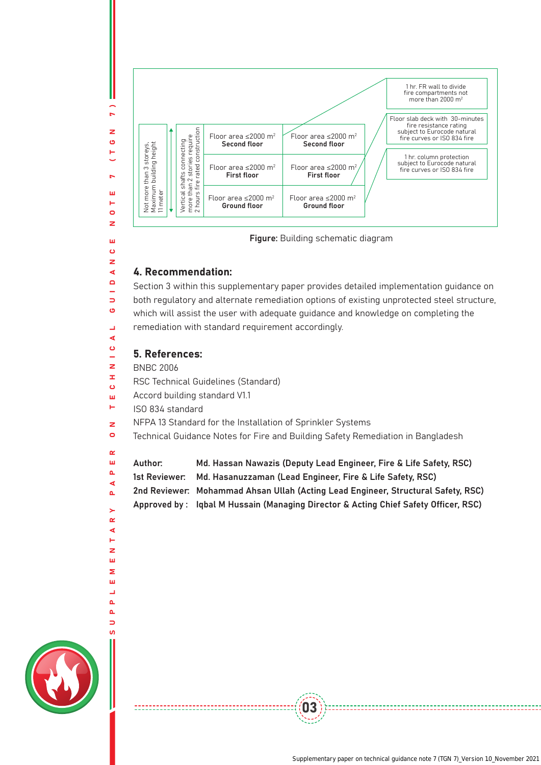Not more than 3 storeys, Maximum building height 11 meter

Vertical shafts connecting more than 2 stories require 2 hours fire rated construction

| | |
|---|---|
| Floor area ≤2000 m² **Second floor** | Floor area ≤2000 m² **Second floor** |
| Floor area ≤2000 m² **First floor** | Floor area ≤2000 m² **First floor** |
| Floor area ≤2000 m² **Ground floor** | Floor area ≤2000 m² **Ground floor** |

1 hr. FR wall to divide fire compartments not more than 2000 m²

Floor slab deck with 30-minutes fire resistance rating subject to Eurocode natural fire curves or ISO 834 fire

1 hr. column protection subject to Eurocode natural fire curves or ISO 834 fire

**Figure:** Building schematic diagram

## 4. Recommendation:

Section 3 within this supplementary paper provides detailed implementation guidance on both regulatory and alternate remediation options of existing unprotected steel structure, which will assist the user with adequate guidance and knowledge on completing the remediation with standard requirement accordingly.

## 5. References:

BNBC 2006

RSC Technical Guidelines (Standard)

Accord building standard V1.1

ISO 834 standard

NFPA 13 Standard for the Installation of Sprinkler Systems

Technical Guidance Notes for Fire and Building Safety Remediation in Bangladesh

**Author:** **Md. Hassan Nawazis (Deputy Lead Engineer, Fire & Life Safety, RSC)**

**1st Reviewer:** **Md. Hasanuzzaman (Lead Engineer, Fire & Life Safety, RSC)**

**2nd Reviewer:** **Mohammad Ahsan Ullah (Acting Lead Engineer, Structural Safety, RSC)**

**Approved by :** **Iqbal M Hussain (Managing Director & Acting Chief Safety Officer, RSC)**